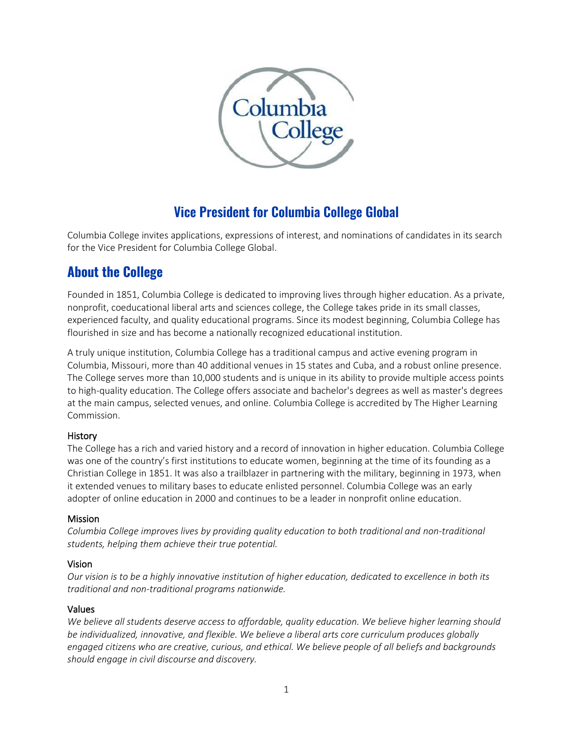# Vice President for Columbia College Global

Columbia College invites applications, expressions of interest, and nominations of candidates in its search for the Vice President for Columbia College Global.

## About the College

Founded in 1851, Columbia College is dedicated to improving lives through higher education. As a private, nonprofit, coeducational liberal arts and sciences college, the College takes pride in its small classes, experienced faculty, and quality educational programs. Since its modest beginning, Columbia College has flourished in size and has become a nationally recognized educational institution.

A truly unique institution, Columbia College has a traditional campus and active evening program in Columbia, Missouri, more than 40 additional venues in 15 states and Cuba, and a robust online presence. The College serves more than 10,000 students and is unique in its ability to provide multiple access points to high-quality education. The College offers associate and bachelor's degrees as well as master's degrees at the main campus, selected venues, and online. Columbia College is accredited by The Higher Learning Commission.

### History

The College has a rich and varied history and a record of innovation in higher education. Columbia College was one of the country's first institutions to educate women, beginning at the time of its founding as a Christian College in 1851. It was also a trailblazer in partnering with the military, beginning in 1973, when it extended venues to military bases to educate enlisted personnel. Columbia College was an early adopter of online education in 2000 and continues to be a leader in nonprofit online education.

### Mission

*Columbia College improves lives by providing quality education to both traditional and non-traditional students, helping them achieve their true potential.*

### Vision

*Our vision is to be a highly innovative institution of higher education, dedicated to excellence in both its traditional and non-traditional programs nationwide.*

### Values

*We believe all students deserve access to affordable, quality education. We believe higher learning should be individualized, innovative, and flexible. We believe a liberal arts core curriculum produces globally engaged citizens who are creative, curious, and ethical. We believe people of all beliefs and backgrounds should engage in civil discourse and discovery.*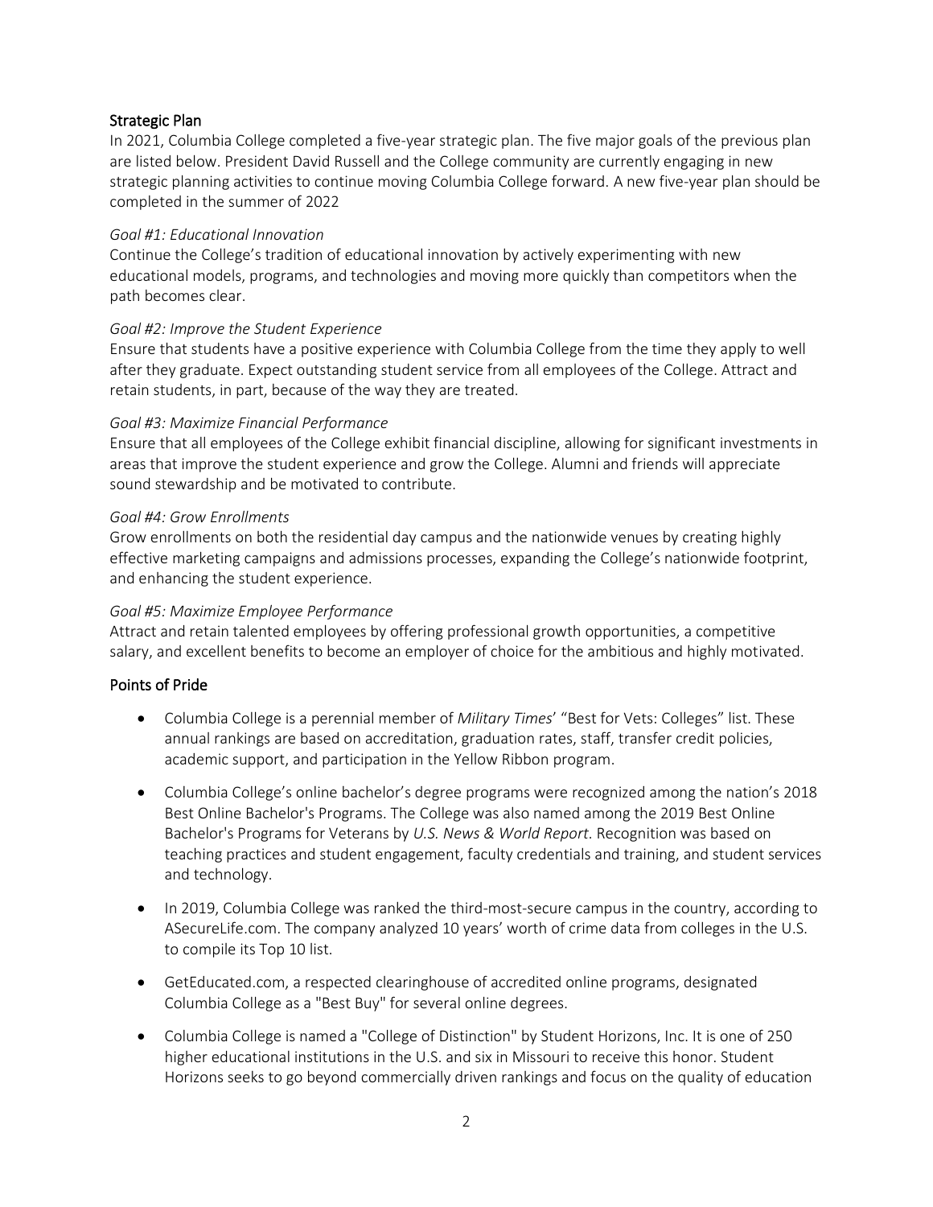## Strategic Plan

In 2021, Columbia College completed a five-year strategic plan. The five major goals of the previous plan are listed below. President David Russell and the College community are currently engaging in new strategic planning activities to continue moving Columbia College forward. A new five-year plan should be completed in the summer of 2022

### *Goal #1: Educational Innovation*

Continue the College's tradition of educational innovation by actively experimenting with new educational models, programs, and technologies and moving more quickly than competitors when the path becomes clear.

### *Goal #2: Improve the Student Experience*

Ensure that students have a positive experience with Columbia College from the time they apply to well after they graduate. Expect outstanding student service from all employees of the College. Attract and retain students, in part, because of the way they are treated.

### *Goal #3: Maximize Financial Performance*

Ensure that all employees of the College exhibit financial discipline, allowing for significant investments in areas that improve the student experience and grow the College. Alumni and friends will appreciate sound stewardship and be motivated to contribute.

### *Goal #4: Grow Enrollments*

Grow enrollments on both the residential day campus and the nationwide venues by creating highly effective marketing campaigns and admissions processes, expanding the College's nationwide footprint, and enhancing the student experience.

### *Goal #5: Maximize Employee Performance*

Attract and retain talented employees by offering professional growth opportunities, a competitive salary, and excellent benefits to become an employer of choice for the ambitious and highly motivated.

## Points of Pride

- Columbia College is a perennial member of *Military Times*' "Best for Vets: Colleges" list. These annual rankings are based on accreditation, graduation rates, staff, transfer credit policies, academic support, and participation in the Yellow Ribbon program.
- Columbia College's online bachelor's degree programs were recognized among the nation's 2018 Best Online Bachelor's Programs. The College was also named among the 2019 Best Online Bachelor's Programs for Veterans by *U.S. News & World Report*. Recognition was based on teaching practices and student engagement, faculty credentials and training, and student services and technology.
- In 2019, Columbia College was ranked the third-most-secure campus in the country, according to ASecureLife.com. The company analyzed 10 years' worth of crime data from colleges in the U.S. to compile its Top 10 list.
- GetEducated.com, a respected clearinghouse of accredited online programs, designated Columbia College as a "Best Buy" for several online degrees.
- Columbia College is named a "College of Distinction" by Student Horizons, Inc. It is one of 250 higher educational institutions in the U.S. and six in Missouri to receive this honor. Student Horizons seeks to go beyond commercially driven rankings and focus on the quality of education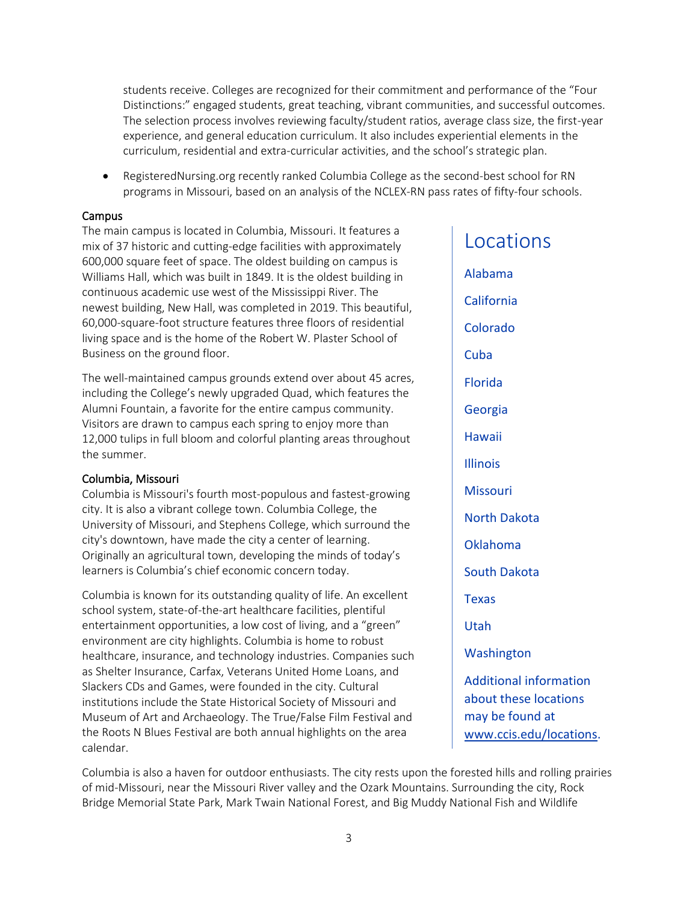students receive. Colleges are recognized for their commitment and performance of the "Four Distinctions:" engaged students, great teaching, vibrant communities, and successful outcomes. The selection process involves reviewing faculty/student ratios, average class size, the first-year experience, and general education curriculum. It also includes experiential elements in the curriculum, residential and extra-curricular activities, and the school's strategic plan.

- RegisteredNursing.org recently ranked Columbia College as the second-best school for RN programs in Missouri, based on an analysis of the NCLEX-RN pass rates of fifty-four schools.

### Campus

The main campus is located in Columbia, Missouri. It features a mix of 37 historic and cutting-edge facilities with approximately 600,000 square feet of space. The oldest building on campus is Williams Hall, which was built in 1849. It is the oldest building in continuous academic use west of the Mississippi River. The newest building, New Hall, was completed in 2019. This beautiful, 60,000-square-foot structure features three floors of residential living space and is the home of the Robert W. Plaster School of Business on the ground floor.

The well-maintained campus grounds extend over about 45 acres, including the College's newly upgraded Quad, which features the Alumni Fountain, a favorite for the entire campus community. Visitors are drawn to campus each spring to enjoy more than 12,000 tulips in full bloom and colorful planting areas throughout the summer.

### Columbia, Missouri

Columbia is Missouri's fourth most-populous and fastest-growing city. It is also a vibrant college town. Columbia College, the University of Missouri, and Stephens College, which surround the city's downtown, have made the city a center of learning. Originally an agricultural town, developing the minds of today's learners is Columbia's chief economic concern today.

Columbia is known for its outstanding quality of life. An excellent school system, state-of-the-art healthcare facilities, plentiful entertainment opportunities, a low cost of living, and a "green" environment are city highlights. Columbia is home to robust healthcare, insurance, and technology industries. Companies such as Shelter Insurance, Carfax, Veterans United Home Loans, and Slackers CDs and Games, were founded in the city. Cultural institutions include the State Historical Society of Missouri and Museum of Art and Archaeology. The True/False Film Festival and the Roots N Blues Festival are both annual highlights on the area calendar.

## Locations

- Alabama
- California
- Colorado
- Cuba
- Florida
- Georgia
- Hawaii
- Illinois
- Missouri
- North Dakota
- Oklahoma
- South Dakota
- Texas
- Utah
- Washington

Additional information about these locations may be found at www.ccis.edu/locations.

Columbia is also a haven for outdoor enthusiasts. The city rests upon the forested hills and rolling prairies of mid-Missouri, near the Missouri River valley and the Ozark Mountains. Surrounding the city, Rock Bridge Memorial State Park, Mark Twain National Forest, and Big Muddy National Fish and Wildlife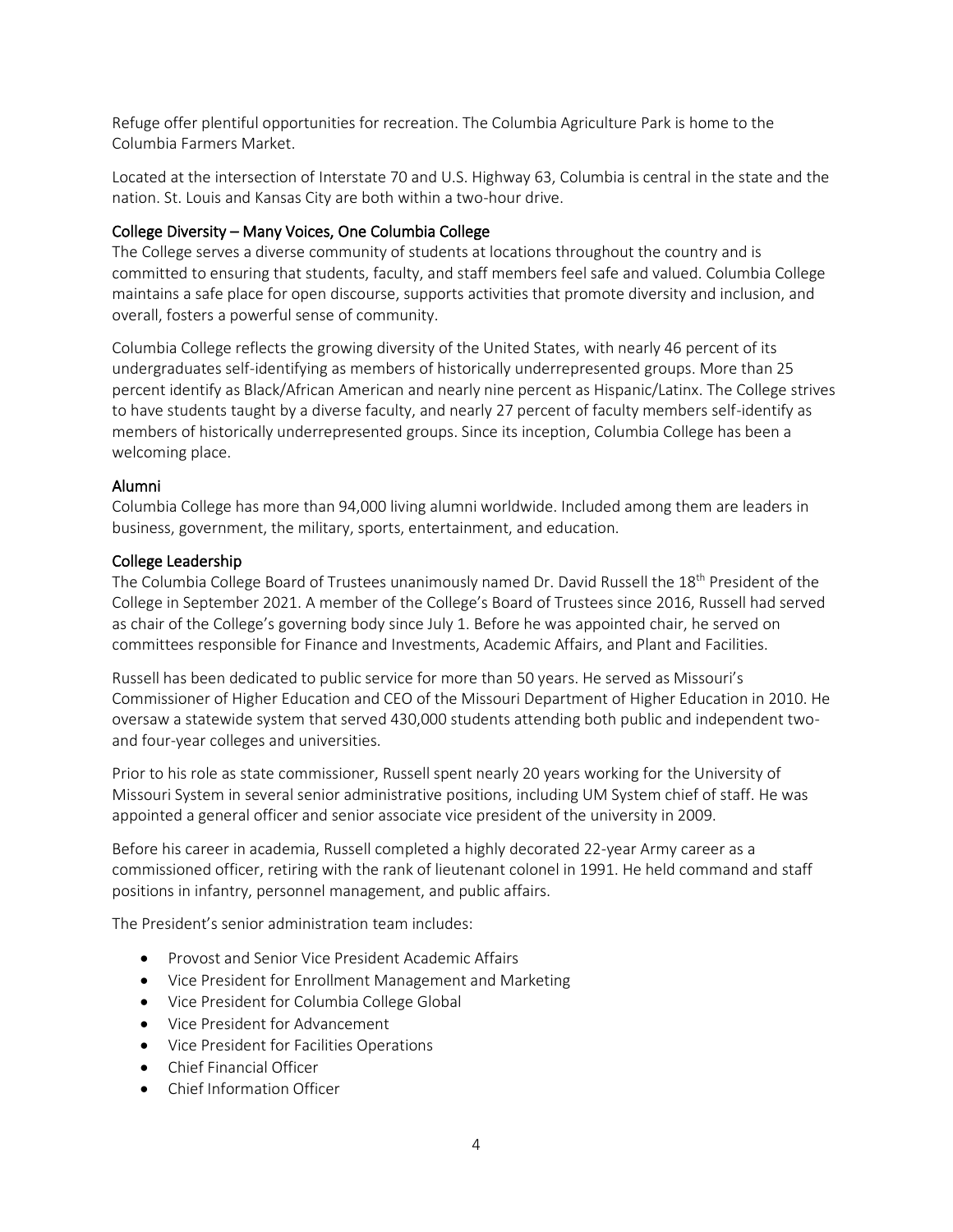Refuge offer plentiful opportunities for recreation. The Columbia Agriculture Park is home to the Columbia Farmers Market.

Located at the intersection of Interstate 70 and U.S. Highway 63, Columbia is central in the state and the nation. St. Louis and Kansas City are both within a two-hour drive.

## College Diversity – Many Voices, One Columbia College

The College serves a diverse community of students at locations throughout the country and is committed to ensuring that students, faculty, and staff members feel safe and valued. Columbia College maintains a safe place for open discourse, supports activities that promote diversity and inclusion, and overall, fosters a powerful sense of community.

Columbia College reflects the growing diversity of the United States, with nearly 46 percent of its undergraduates self-identifying as members of historically underrepresented groups. More than 25 percent identify as Black/African American and nearly nine percent as Hispanic/Latinx. The College strives to have students taught by a diverse faculty, and nearly 27 percent of faculty members self-identify as members of historically underrepresented groups. Since its inception, Columbia College has been a welcoming place.

## Alumni

Columbia College has more than 94,000 living alumni worldwide. Included among them are leaders in business, government, the military, sports, entertainment, and education.

## College Leadership

The Columbia College Board of Trustees unanimously named Dr. David Russell the 18th President of the College in September 2021. A member of the College's Board of Trustees since 2016, Russell had served as chair of the College's governing body since July 1. Before he was appointed chair, he served on committees responsible for Finance and Investments, Academic Affairs, and Plant and Facilities.

Russell has been dedicated to public service for more than 50 years. He served as Missouri's Commissioner of Higher Education and CEO of the Missouri Department of Higher Education in 2010. He oversaw a statewide system that served 430,000 students attending both public and independent two- and four-year colleges and universities.

Prior to his role as state commissioner, Russell spent nearly 20 years working for the University of Missouri System in several senior administrative positions, including UM System chief of staff. He was appointed a general officer and senior associate vice president of the university in 2009.

Before his career in academia, Russell completed a highly decorated 22-year Army career as a commissioned officer, retiring with the rank of lieutenant colonel in 1991. He held command and staff positions in infantry, personnel management, and public affairs.

The President's senior administration team includes:

- Provost and Senior Vice President Academic Affairs
- Vice President for Enrollment Management and Marketing
- Vice President for Columbia College Global
- Vice President for Advancement
- Vice President for Facilities Operations
- Chief Financial Officer
- Chief Information Officer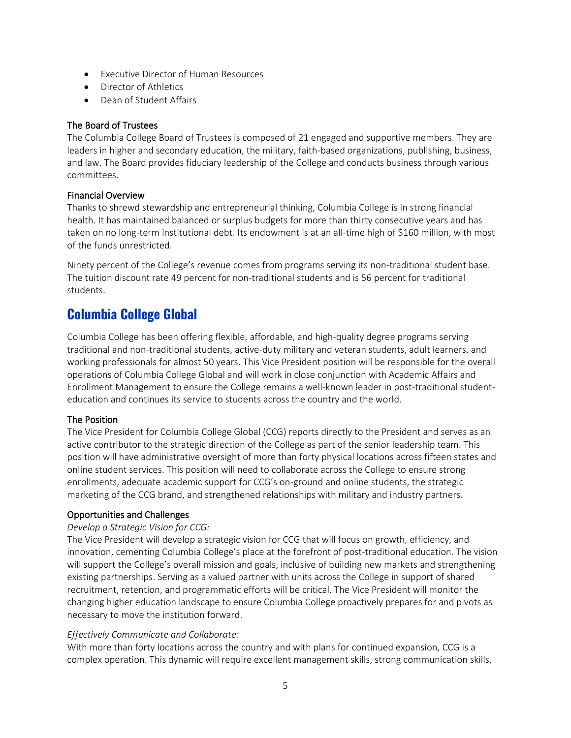- Executive Director of Human Resources
- Director of Athletics
- Dean of Student Affairs

### The Board of Trustees

The Columbia College Board of Trustees is composed of 21 engaged and supportive members. They are leaders in higher and secondary education, the military, faith-based organizations, publishing, business, and law. The Board provides fiduciary leadership of the College and conducts business through various committees.

### Financial Overview

Thanks to shrewd stewardship and entrepreneurial thinking, Columbia College is in strong financial health. It has maintained balanced or surplus budgets for more than thirty consecutive years and has taken on no long-term institutional debt. Its endowment is at an all-time high of $160 million, with most of the funds unrestricted.

Ninety percent of the College's revenue comes from programs serving its non-traditional student base. The tuition discount rate 49 percent for non-traditional students and is 56 percent for traditional students.

## Columbia College Global

Columbia College has been offering flexible, affordable, and high-quality degree programs serving traditional and non-traditional students, active-duty military and veteran students, adult learners, and working professionals for almost 50 years. This Vice President position will be responsible for the overall operations of Columbia College Global and will work in close conjunction with Academic Affairs and Enrollment Management to ensure the College remains a well-known leader in post-traditional student-education and continues its service to students across the country and the world.

### The Position

The Vice President for Columbia College Global (CCG) reports directly to the President and serves as an active contributor to the strategic direction of the College as part of the senior leadership team. This position will have administrative oversight of more than forty physical locations across fifteen states and online student services. This position will need to collaborate across the College to ensure strong enrollments, adequate academic support for CCG's on-ground and online students, the strategic marketing of the CCG brand, and strengthened relationships with military and industry partners.

### Opportunities and Challenges

*Develop a Strategic Vision for CCG:*

The Vice President will develop a strategic vision for CCG that will focus on growth, efficiency, and innovation, cementing Columbia College's place at the forefront of post-traditional education. The vision will support the College's overall mission and goals, inclusive of building new markets and strengthening existing partnerships. Serving as a valued partner with units across the College in support of shared recruitment, retention, and programmatic efforts will be critical. The Vice President will monitor the changing higher education landscape to ensure Columbia College proactively prepares for and pivots as necessary to move the institution forward.

*Effectively Communicate and Collaborate:*

With more than forty locations across the country and with plans for continued expansion, CCG is a complex operation. This dynamic will require excellent management skills, strong communication skills,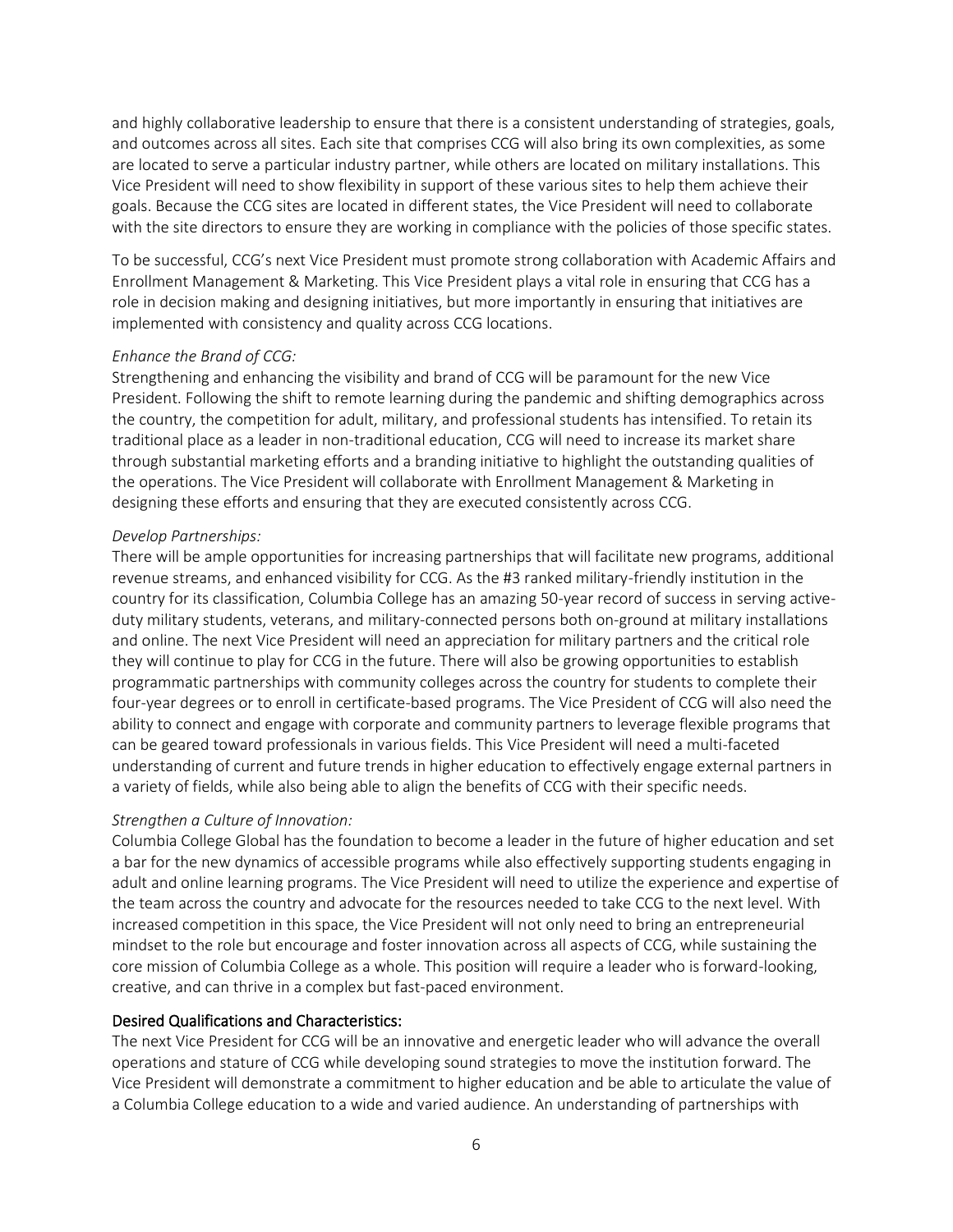and highly collaborative leadership to ensure that there is a consistent understanding of strategies, goals, and outcomes across all sites. Each site that comprises CCG will also bring its own complexities, as some are located to serve a particular industry partner, while others are located on military installations. This Vice President will need to show flexibility in support of these various sites to help them achieve their goals. Because the CCG sites are located in different states, the Vice President will need to collaborate with the site directors to ensure they are working in compliance with the policies of those specific states.

To be successful, CCG's next Vice President must promote strong collaboration with Academic Affairs and Enrollment Management & Marketing. This Vice President plays a vital role in ensuring that CCG has a role in decision making and designing initiatives, but more importantly in ensuring that initiatives are implemented with consistency and quality across CCG locations.

*Enhance the Brand of CCG:*

Strengthening and enhancing the visibility and brand of CCG will be paramount for the new Vice President. Following the shift to remote learning during the pandemic and shifting demographics across the country, the competition for adult, military, and professional students has intensified. To retain its traditional place as a leader in non-traditional education, CCG will need to increase its market share through substantial marketing efforts and a branding initiative to highlight the outstanding qualities of the operations. The Vice President will collaborate with Enrollment Management & Marketing in designing these efforts and ensuring that they are executed consistently across CCG.

*Develop Partnerships:*

There will be ample opportunities for increasing partnerships that will facilitate new programs, additional revenue streams, and enhanced visibility for CCG. As the #3 ranked military-friendly institution in the country for its classification, Columbia College has an amazing 50-year record of success in serving active-duty military students, veterans, and military-connected persons both on-ground at military installations and online. The next Vice President will need an appreciation for military partners and the critical role they will continue to play for CCG in the future. There will also be growing opportunities to establish programmatic partnerships with community colleges across the country for students to complete their four-year degrees or to enroll in certificate-based programs. The Vice President of CCG will also need the ability to connect and engage with corporate and community partners to leverage flexible programs that can be geared toward professionals in various fields. This Vice President will need a multi-faceted understanding of current and future trends in higher education to effectively engage external partners in a variety of fields, while also being able to align the benefits of CCG with their specific needs.

*Strengthen a Culture of Innovation:*

Columbia College Global has the foundation to become a leader in the future of higher education and set a bar for the new dynamics of accessible programs while also effectively supporting students engaging in adult and online learning programs. The Vice President will need to utilize the experience and expertise of the team across the country and advocate for the resources needed to take CCG to the next level. With increased competition in this space, the Vice President will not only need to bring an entrepreneurial mindset to the role but encourage and foster innovation across all aspects of CCG, while sustaining the core mission of Columbia College as a whole. This position will require a leader who is forward-looking, creative, and can thrive in a complex but fast-paced environment.

## Desired Qualifications and Characteristics:

The next Vice President for CCG will be an innovative and energetic leader who will advance the overall operations and stature of CCG while developing sound strategies to move the institution forward. The Vice President will demonstrate a commitment to higher education and be able to articulate the value of a Columbia College education to a wide and varied audience. An understanding of partnerships with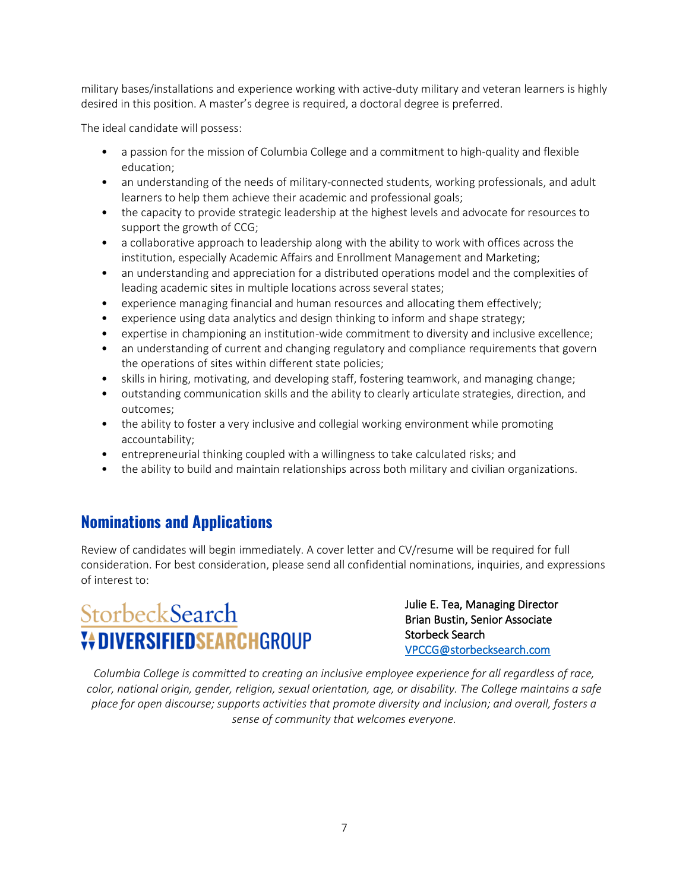military bases/installations and experience working with active-duty military and veteran learners is highly desired in this position. A master's degree is required, a doctoral degree is preferred.

The ideal candidate will possess:

- a passion for the mission of Columbia College and a commitment to high-quality and flexible education;
- an understanding of the needs of military-connected students, working professionals, and adult learners to help them achieve their academic and professional goals;
- the capacity to provide strategic leadership at the highest levels and advocate for resources to support the growth of CCG;
- a collaborative approach to leadership along with the ability to work with offices across the institution, especially Academic Affairs and Enrollment Management and Marketing;
- an understanding and appreciation for a distributed operations model and the complexities of leading academic sites in multiple locations across several states;
- experience managing financial and human resources and allocating them effectively;
- experience using data analytics and design thinking to inform and shape strategy;
- expertise in championing an institution-wide commitment to diversity and inclusive excellence;
- an understanding of current and changing regulatory and compliance requirements that govern the operations of sites within different state policies;
- skills in hiring, motivating, and developing staff, fostering teamwork, and managing change;
- outstanding communication skills and the ability to clearly articulate strategies, direction, and outcomes;
- the ability to foster a very inclusive and collegial working environment while promoting accountability;
- entrepreneurial thinking coupled with a willingness to take calculated risks; and
- the ability to build and maintain relationships across both military and civilian organizations.

## Nominations and Applications

Review of candidates will begin immediately. A cover letter and CV/resume will be required for full consideration. For best consideration, please send all confidential nominations, inquiries, and expressions of interest to:

StorbeckSearch
DIVERSIFIEDSEARCHGROUP

Julie E. Tea, Managing Director
Brian Bustin, Senior Associate
Storbeck Search
VPCCG@storbecksearch.com

*Columbia College is committed to creating an inclusive employee experience for all regardless of race, color, national origin, gender, religion, sexual orientation, age, or disability. The College maintains a safe place for open discourse; supports activities that promote diversity and inclusion; and overall, fosters a sense of community that welcomes everyone.*